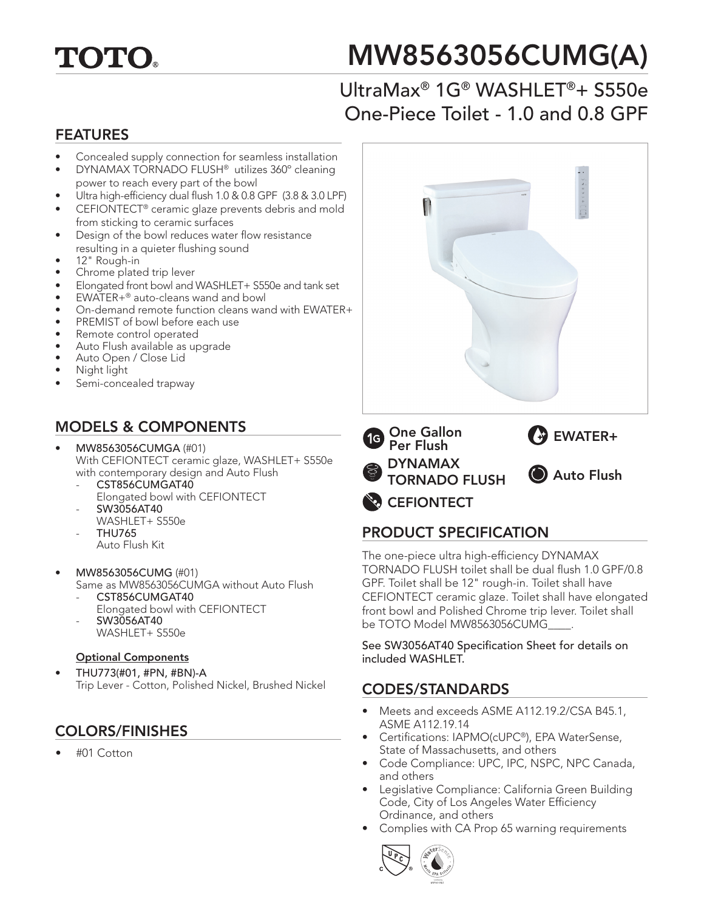# TOTO®

# MW8563056CUMG(A)

## UltraMax® 1G® WASHLET®+ S550e One-Piece Toilet - 1.0 and 0.8 GPF

## FEATURES

- Concealed supply connection for seamless installation
- DYNAMAX TORNADO FLUSH® utilizes 360° cleaning power to reach every part of the bowl
- Ultra high-efficiency dual flush 1.0 & 0.8 GPF (3.8 & 3.0 LPF)
- CEFIONTECT® ceramic glaze prevents debris and mold from sticking to ceramic surfaces
- Design of the bowl reduces water flow resistance resulting in a quieter flushing sound
- 12" Rough-in
- Chrome plated trip lever
- Elongated front bowl and WASHLET+ S550e and tank set
- EWATER+® auto-cleans wand and bowl
- On-demand remote function cleans wand with EWATER+
- PREMIST of bowl before each use
- Remote control operated
- Auto Flush available as upgrade
- Auto Open / Close Lid
- Night light
- Semi-concealed trapway

One Gallon Per Flush | EWATER+ | DYNAMAX TORNADO FLUSH | Auto Flush | CEFIONTECT

## MODELS & COMPONENTS

- **MW8563056CUMGA** (#01)
  With CEFIONTECT ceramic glaze, WASHLET+ S550e with contemporary design and Auto Flush
  - **CST856CUMGAT40**
    Elongated bowl with CEFIONTECT
  - **SW3056AT40**
    WASHLET+ S550e
  - **THU765**
    Auto Flush Kit
- **MW8563056CUMG** (#01)
  Same as MW8563056CUMGA without Auto Flush
  - **CST856CUMGAT40**
    Elongated bowl with CEFIONTECT
  - **SW3056AT40**
    WASHLET+ S550e

**Optional Components**

- **THU773(#01, #PN, #BN)-A**
  Trip Lever - Cotton, Polished Nickel, Brushed Nickel

## COLORS/FINISHES

- #01 Cotton

## PRODUCT SPECIFICATION

The one-piece ultra high-efficiency DYNAMAX TORNADO FLUSH toilet shall be dual flush 1.0 GPF/0.8 GPF. Toilet shall be 12" rough-in. Toilet shall have CEFIONTECT ceramic glaze. Toilet shall have elongated front bowl and Polished Chrome trip lever. Toilet shall be TOTO Model MW8563056CUMG____.

**See SW3056AT40 Specification Sheet for details on included WASHLET.**

## CODES/STANDARDS

- Meets and exceeds ASME A112.19.2/CSA B45.1, ASME A112.19.14
- Certifications: IAPMO(cUPC®), EPA WaterSense, State of Massachusetts, and others
- Code Compliance: UPC, IPC, NSPC, NPC Canada, and others
- Legislative Compliance: California Green Building Code, City of Los Angeles Water Efficiency Ordinance, and others
- Complies with CA Prop 65 warning requirements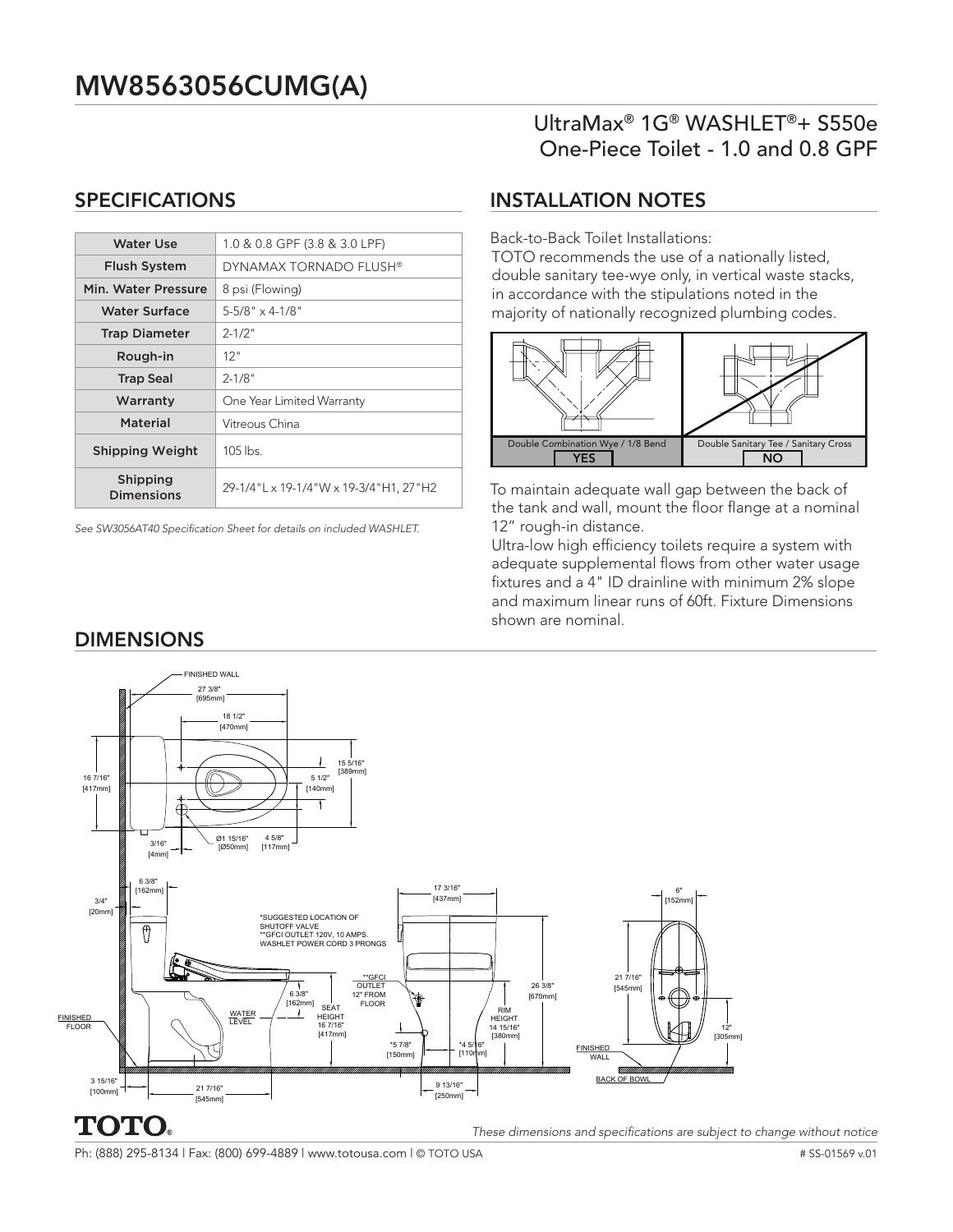# MW8563056CUMG(A)

## UltraMax® 1G® WASHLET®+ S550e One-Piece Toilet - 1.0 and 0.8 GPF

## SPECIFICATIONS

| | |
|---|---|
| Water Use | 1.0 & 0.8 GPF (3.8 & 3.0 LPF) |
| Flush System | DYNAMAX TORNADO FLUSH® |
| Min. Water Pressure | 8 psi (Flowing) |
| Water Surface | 5-5/8" x 4-1/8" |
| Trap Diameter | 2-1/2" |
| Rough-in | 12" |
| Trap Seal | 2-1/8" |
| Warranty | One Year Limited Warranty |
| Material | Vitreous China |
| Shipping Weight | 105 lbs. |
| Shipping Dimensions | 29-1/4"L x 19-1/4"W x 19-3/4"H1, 27"H2 |

*See SW3056AT40 Specification Sheet for details on included WASHLET.*

## INSTALLATION NOTES

Back-to-Back Toilet Installations:
TOTO recommends the use of a nationally listed, double sanitary tee-wye only, in vertical waste stacks, in accordance with the stipulations noted in the majority of nationally recognized plumbing codes.

Double Combination Wye / 1/8 Bend
YES

Double Sanitary Tee / Sanitary Cross
NO

To maintain adequate wall gap between the back of the tank and wall, mount the floor flange at a nominal 12" rough-in distance.
Ultra-low high efficiency toilets require a system with adequate supplemental flows from other water usage fixtures and a 4" ID drainline with minimum 2% slope and maximum linear runs of 60ft. Fixture Dimensions shown are nominal.

## DIMENSIONS

FINISHED WALL
27 3/8" [695mm]
18 1/2" [470mm]
15 5/16" [389mm]
16 7/16" [417mm]
5 1/2" [140mm]
3/16" [4mm]
Ø1 15/16" [Ø50mm]
4 5/8" [117mm]
6 3/8" [162mm]
3/4" [20mm]
17 3/16" [437mm]
6" [152mm]
*SUGGESTED LOCATION OF SHUTOFF VALVE
**GFCI OUTLET 120V, 10 AMPS. WASHLET POWER CORD 3 PRONGS
**GFCI OUTLET 12" FROM FLOOR
6 3/8" [162mm]
SEAT HEIGHT 16 7/16" [417mm]
26 3/8" [670mm]
21 7/16" [545mm]
WATER LEVEL
RIM HEIGHT 14 15/16" [380mm]
FINISHED FLOOR
*5 7/8" [150mm]
*4 5/16" [110mm]
12" [305mm]
FINISHED WALL
BACK OF BOWL
3 15/16" [100mm]
21 7/16" [545mm]
9 13/16" [250mm]

*These dimensions and specifications are subject to change without notice*

Ph: (888) 295-8134 | Fax: (800) 699-4889 | www.totousa.com | © TOTO USA

# SS-01569 v.01